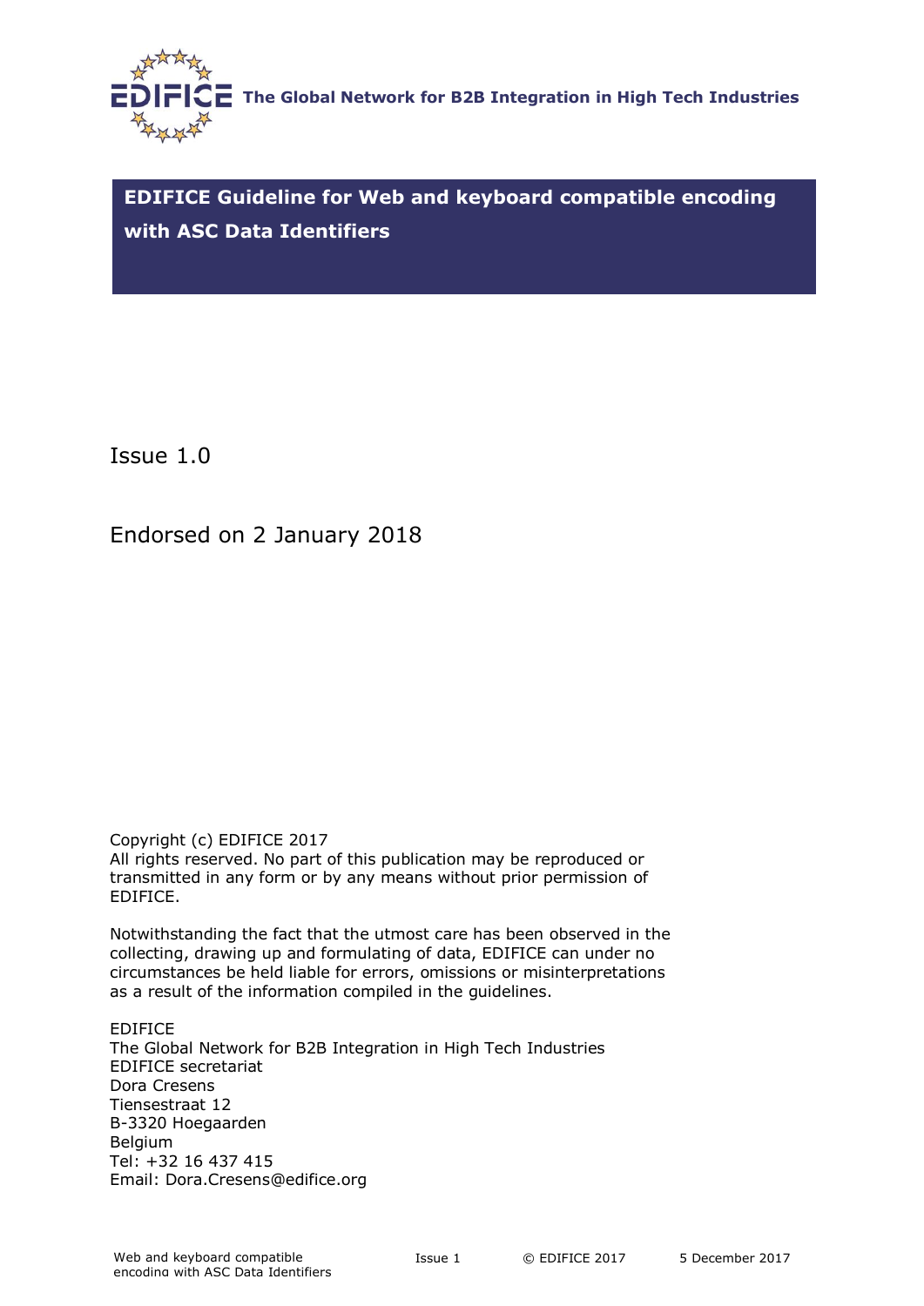EDIFICE **The Global Network for B2B Integration in High Tech Industries**

# EDIFICE Guideline for Web and keyboard compatible encoding with ASC Data Identifiers

Issue 1.0

Endorsed on 2 January 2018

Copyright (c) EDIFICE 2017
All rights reserved. No part of this publication may be reproduced or transmitted in any form or by any means without prior permission of EDIFICE.

Notwithstanding the fact that the utmost care has been observed in the collecting, drawing up and formulating of data, EDIFICE can under no circumstances be held liable for errors, omissions or misinterpretations as a result of the information compiled in the guidelines.

EDIFICE
The Global Network for B2B Integration in High Tech Industries
EDIFICE secretariat
Dora Cresens
Tiensestraat 12
B-3320 Hoegaarden
Belgium
Tel: +32 16 437 415
Email: Dora.Cresens@edifice.org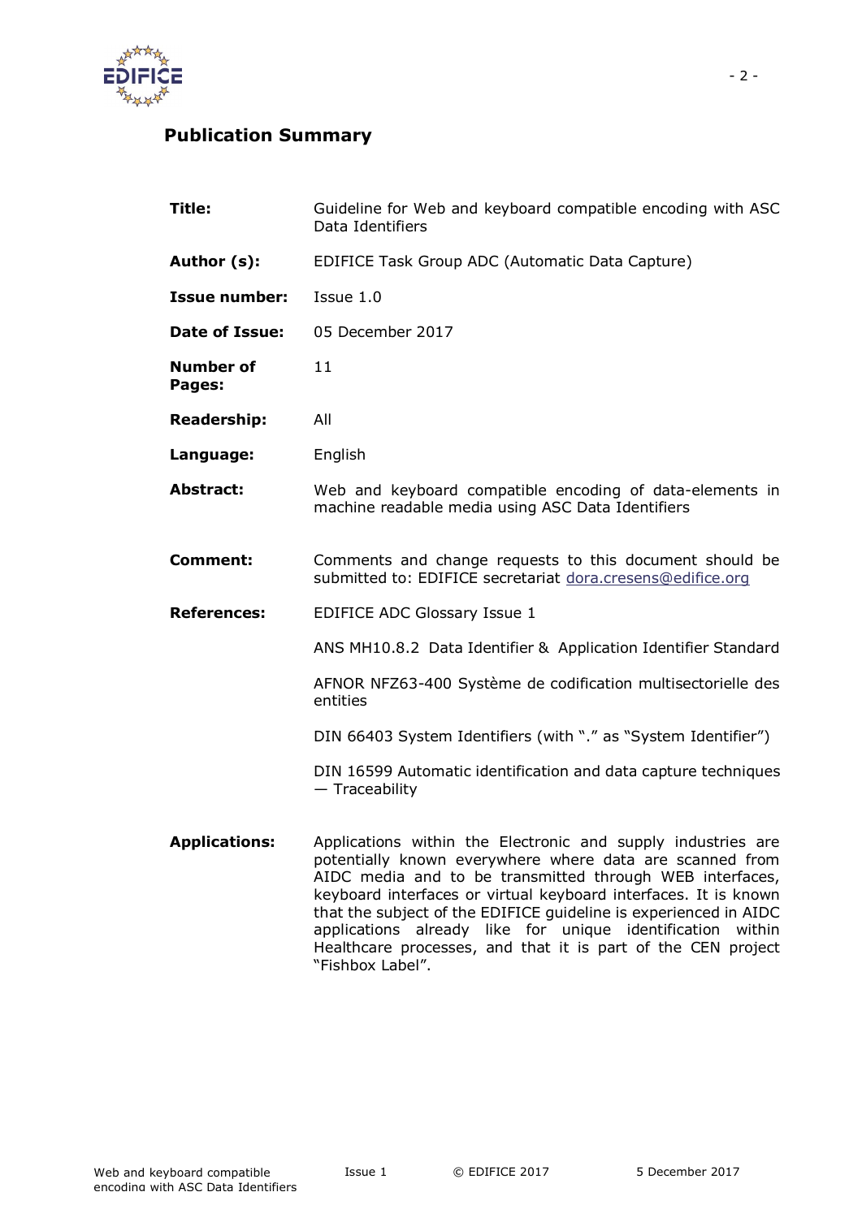## Publication Summary

| | |
|---|---|
| **Title:** | Guideline for Web and keyboard compatible encoding with ASC Data Identifiers |
| **Author (s):** | EDIFICE Task Group ADC (Automatic Data Capture) |
| **Issue number:** | Issue 1.0 |
| **Date of Issue:** | 05 December 2017 |
| **Number of Pages:** | 11 |
| **Readership:** | All |
| **Language:** | English |
| **Abstract:** | Web and keyboard compatible encoding of data-elements in machine readable media using ASC Data Identifiers |
| **Comment:** | Comments and change requests to this document should be submitted to: EDIFICE secretariat dora.cresens@edifice.org |
| **References:** | EDIFICE ADC Glossary Issue 1<br>ANS MH10.8.2 Data Identifier & Application Identifier Standard<br>AFNOR NFZ63-400 Système de codification multisectorielle des entities<br>DIN 66403 System Identifiers (with "." as "System Identifier")<br>DIN 16599 Automatic identification and data capture techniques — Traceability |
| **Applications:** | Applications within the Electronic and supply industries are potentially known everywhere where data are scanned from AIDC media and to be transmitted through WEB interfaces, keyboard interfaces or virtual keyboard interfaces. It is known that the subject of the EDIFICE guideline is experienced in AIDC applications already like for unique identification within Healthcare processes, and that it is part of the CEN project "Fishbox Label". |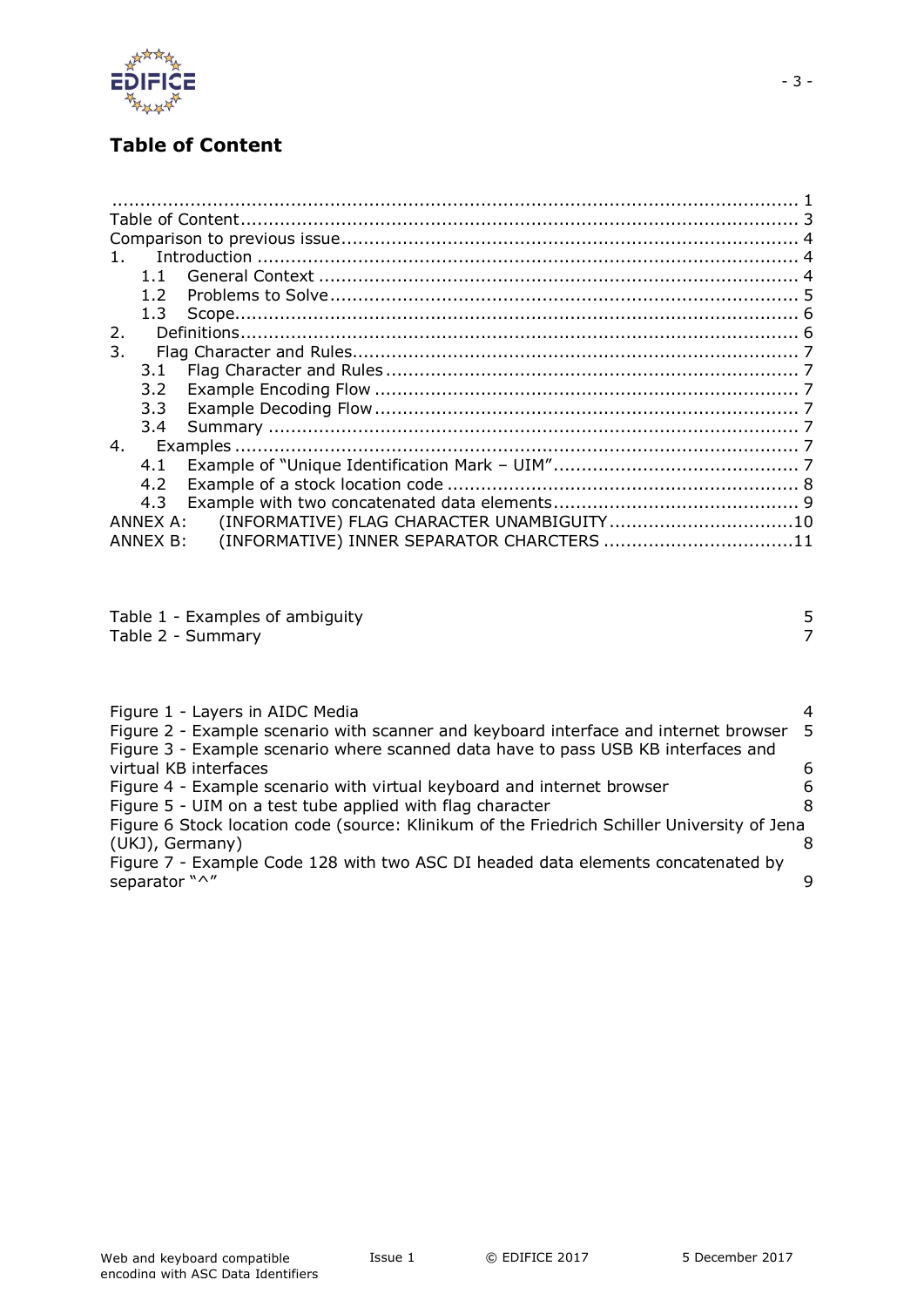## Table of Content

| | |
|---|---|
| ............................................................................................................ | 1 |
| Table of Content | 3 |
| Comparison to previous issue | 4 |
| 1. Introduction | 4 |
| 1.1 General Context | 4 |
| 1.2 Problems to Solve | 5 |
| 1.3 Scope | 6 |
| 2. Definitions | 6 |
| 3. Flag Character and Rules | 7 |
| 3.1 Flag Character and Rules | 7 |
| 3.2 Example Encoding Flow | 7 |
| 3.3 Example Decoding Flow | 7 |
| 3.4 Summary | 7 |
| 4. Examples | 7 |
| 4.1 Example of "Unique Identification Mark – UIM" | 7 |
| 4.2 Example of a stock location code | 8 |
| 4.3 Example with two concatenated data elements | 9 |
| ANNEX A: (INFORMATIVE) FLAG CHARACTER UNAMBIGUITY | 10 |
| ANNEX B: (INFORMATIVE) INNER SEPARATOR CHARCTERS | 11 |

| | |
|---|---|
| Table 1 - Examples of ambiguity | 5 |
| Table 2 - Summary | 7 |

| | |
|---|---|
| Figure 1 - Layers in AIDC Media | 4 |
| Figure 2 - Example scenario with scanner and keyboard interface and internet browser | 5 |
| Figure 3 - Example scenario where scanned data have to pass USB KB interfaces and virtual KB interfaces | 6 |
| Figure 4 - Example scenario with virtual keyboard and internet browser | 6 |
| Figure 5 - UIM on a test tube applied with flag character | 8 |
| Figure 6 Stock location code (source: Klinikum of the Friedrich Schiller University of Jena (UKJ), Germany) | 8 |
| Figure 7 - Example Code 128 with two ASC DI headed data elements concatenated by separator "^" | 9 |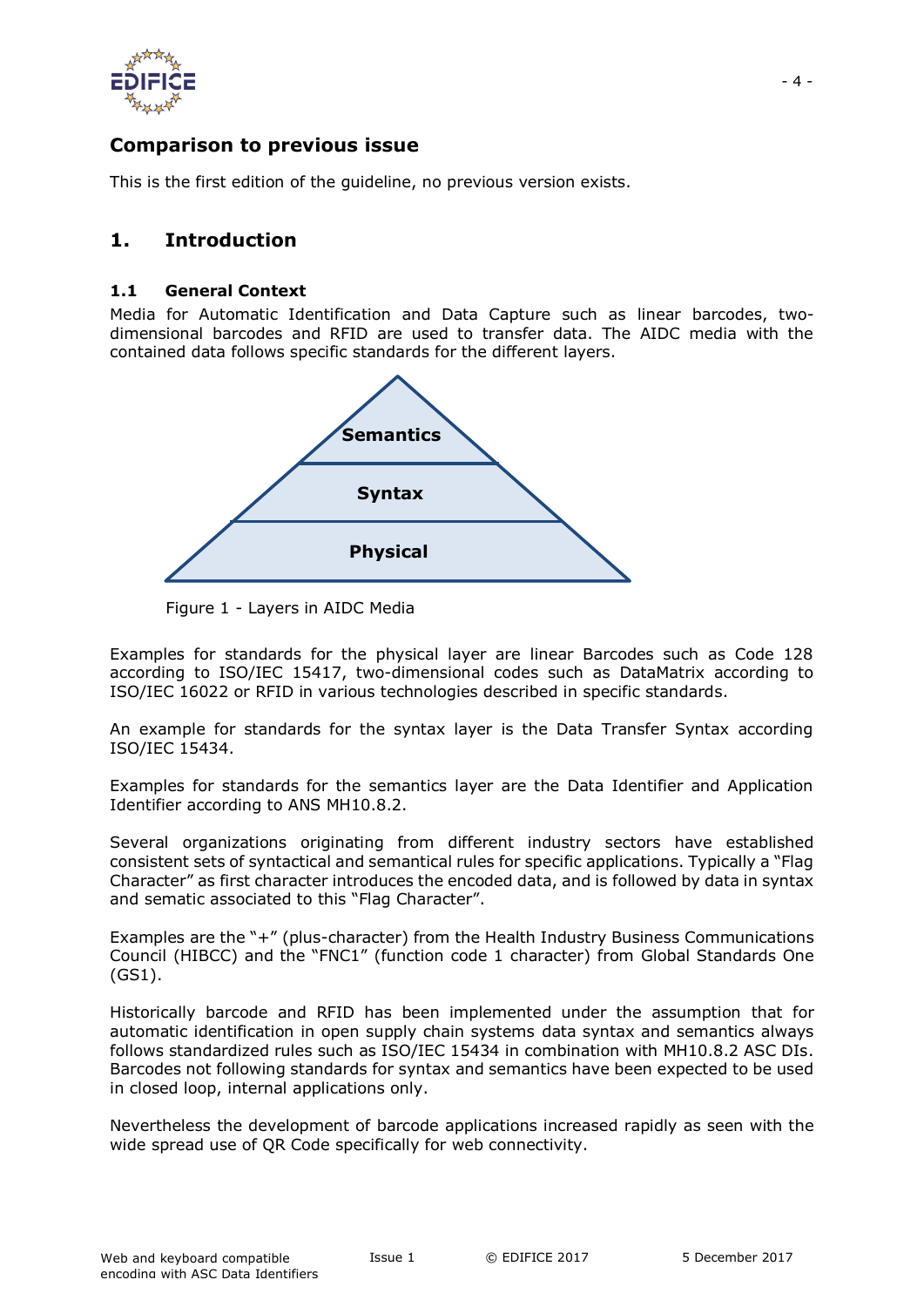## Comparison to previous issue

This is the first edition of the guideline, no previous version exists.

# 1. Introduction

### 1.1 General Context

Media for Automatic Identification and Data Capture such as linear barcodes, two-dimensional barcodes and RFID are used to transfer data. The AIDC media with the contained data follows specific standards for the different layers.

Semantics

Syntax

Physical

Figure 1 - Layers in AIDC Media

Examples for standards for the physical layer are linear Barcodes such as Code 128 according to ISO/IEC 15417, two-dimensional codes such as DataMatrix according to ISO/IEC 16022 or RFID in various technologies described in specific standards.

An example for standards for the syntax layer is the Data Transfer Syntax according ISO/IEC 15434.

Examples for standards for the semantics layer are the Data Identifier and Application Identifier according to ANS MH10.8.2.

Several organizations originating from different industry sectors have established consistent sets of syntactical and semantical rules for specific applications. Typically a "Flag Character" as first character introduces the encoded data, and is followed by data in syntax and sematic associated to this "Flag Character".

Examples are the "+" (plus-character) from the Health Industry Business Communications Council (HIBCC) and the "FNC1" (function code 1 character) from Global Standards One (GS1).

Historically barcode and RFID has been implemented under the assumption that for automatic identification in open supply chain systems data syntax and semantics always follows standardized rules such as ISO/IEC 15434 in combination with MH10.8.2 ASC DIs. Barcodes not following standards for syntax and semantics have been expected to be used in closed loop, internal applications only.

Nevertheless the development of barcode applications increased rapidly as seen with the wide spread use of QR Code specifically for web connectivity.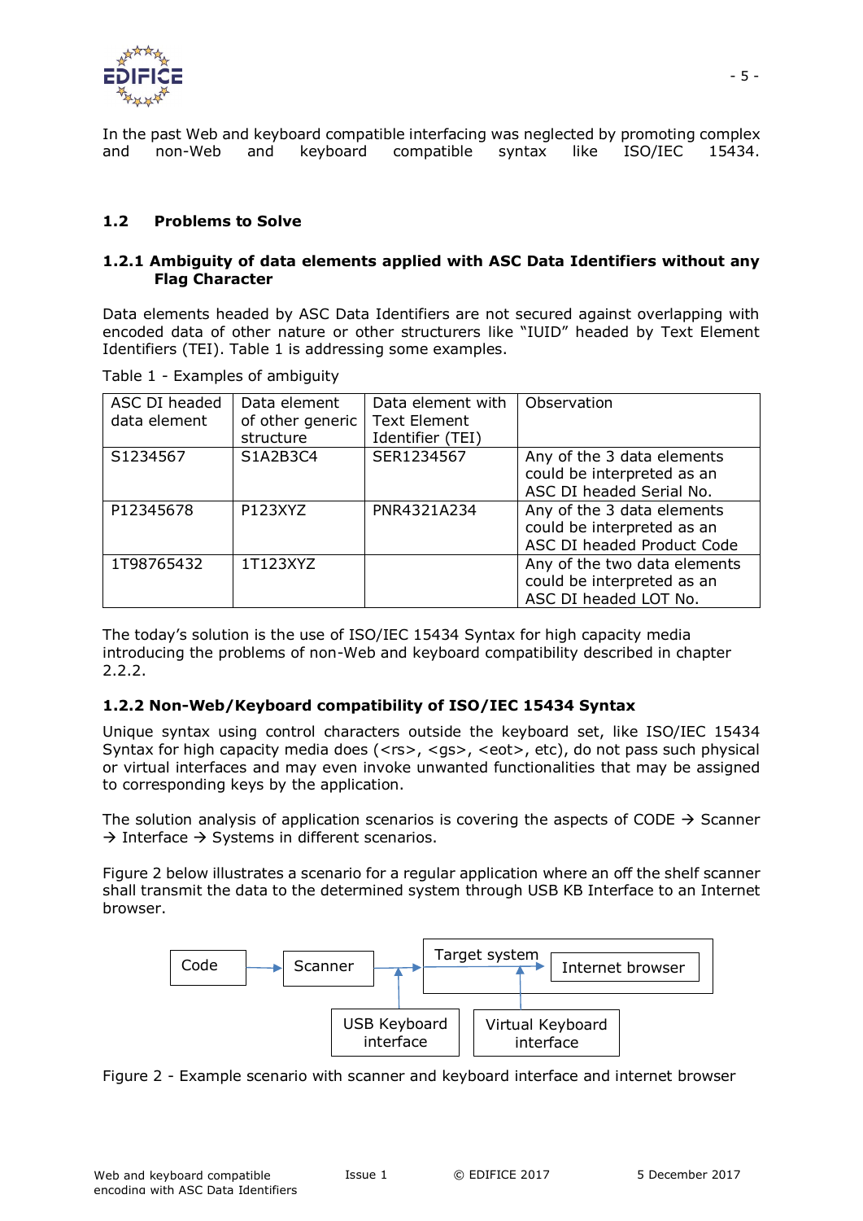In the past Web and keyboard compatible interfacing was neglected by promoting complex and non-Web and keyboard compatible syntax like ISO/IEC 15434.

## 1.2 Problems to Solve

### 1.2.1 Ambiguity of data elements applied with ASC Data Identifiers without any Flag Character

Data elements headed by ASC Data Identifiers are not secured against overlapping with encoded data of other nature or other structurers like "IUID" headed by Text Element Identifiers (TEI). Table 1 is addressing some examples.

Table 1 - Examples of ambiguity

| ASC DI headed data element | Data element of other generic structure | Data element with Text Element Identifier (TEI) | Observation |
|---|---|---|---|
| S1234567 | S1A2B3C4 | SER1234567 | Any of the 3 data elements could be interpreted as an ASC DI headed Serial No. |
| P12345678 | P123XYZ | PNR4321A234 | Any of the 3 data elements could be interpreted as an ASC DI headed Product Code |
| 1T98765432 | 1T123XYZ | | Any of the two data elements could be interpreted as an ASC DI headed LOT No. |

The today's solution is the use of ISO/IEC 15434 Syntax for high capacity media introducing the problems of non-Web and keyboard compatibility described in chapter 2.2.2.

### 1.2.2 Non-Web/Keyboard compatibility of ISO/IEC 15434 Syntax

Unique syntax using control characters outside the keyboard set, like ISO/IEC 15434 Syntax for high capacity media does (<rs>, <gs>, <eot>, etc), do not pass such physical or virtual interfaces and may even invoke unwanted functionalities that may be assigned to corresponding keys by the application.

The solution analysis of application scenarios is covering the aspects of CODE → Scanner → Interface → Systems in different scenarios.

Figure 2 below illustrates a scenario for a regular application where an off the shelf scanner shall transmit the data to the determined system through USB KB Interface to an Internet browser.

Code → Scanner → Target system (Internet browser); USB Keyboard interface; Virtual Keyboard interface

Figure 2 - Example scenario with scanner and keyboard interface and internet browser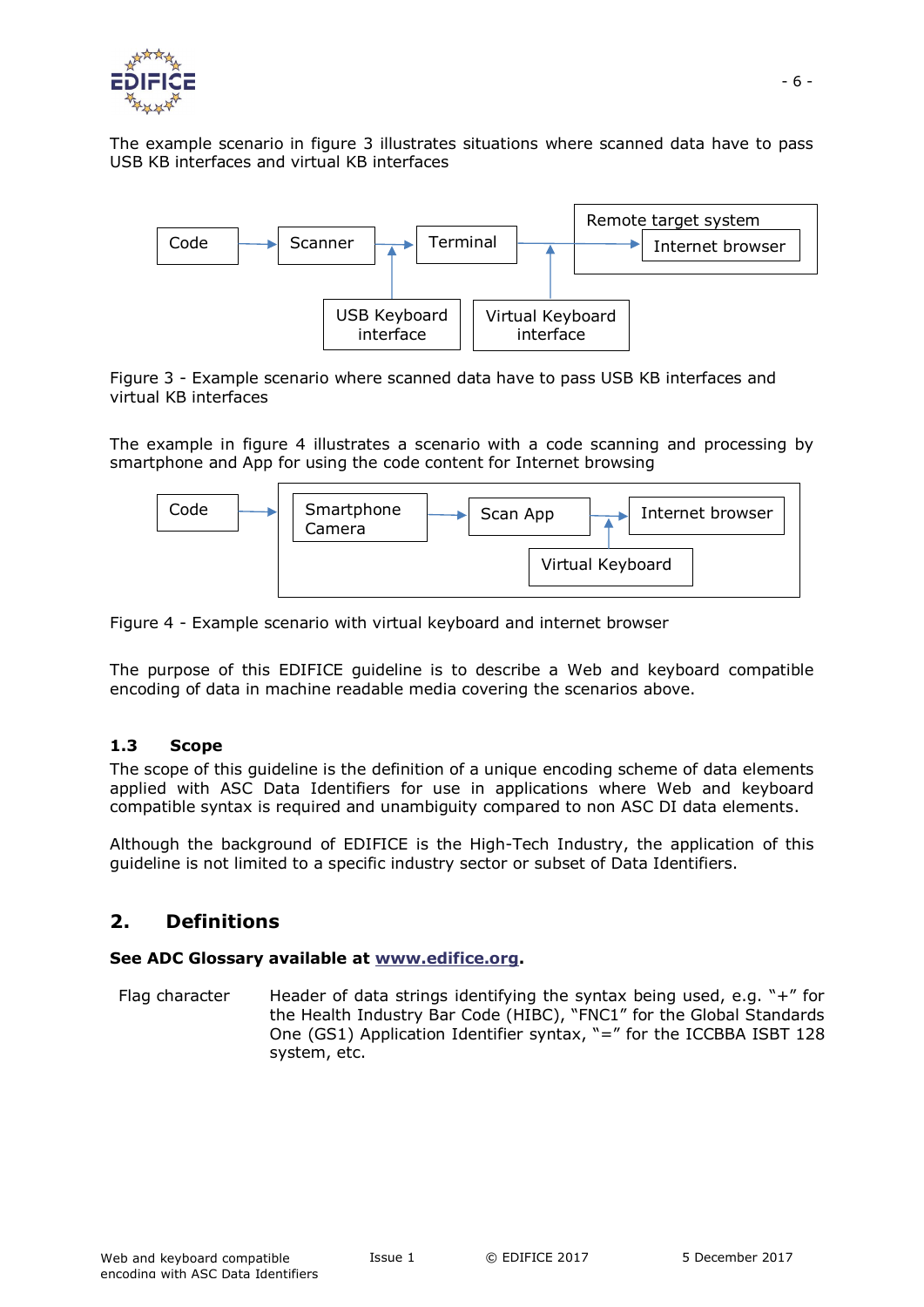The example scenario in figure 3 illustrates situations where scanned data have to pass USB KB interfaces and virtual KB interfaces

Figure 3 - Example scenario where scanned data have to pass USB KB interfaces and virtual KB interfaces

The example in figure 4 illustrates a scenario with a code scanning and processing by smartphone and App for using the code content for Internet browsing

Figure 4 - Example scenario with virtual keyboard and internet browser

The purpose of this EDIFICE guideline is to describe a Web and keyboard compatible encoding of data in machine readable media covering the scenarios above.

### 1.3 Scope

The scope of this guideline is the definition of a unique encoding scheme of data elements applied with ASC Data Identifiers for use in applications where Web and keyboard compatible syntax is required and unambiguity compared to non ASC DI data elements.

Although the background of EDIFICE is the High-Tech Industry, the application of this guideline is not limited to a specific industry sector or subset of Data Identifiers.

## 2. Definitions

**See ADC Glossary available at www.edifice.org.**

| | |
|---|---|
| Flag character | Header of data strings identifying the syntax being used, e.g. "+" for the Health Industry Bar Code (HIBC), "FNC1" for the Global Standards One (GS1) Application Identifier syntax, "=" for the ICCBBA ISBT 128 system, etc. |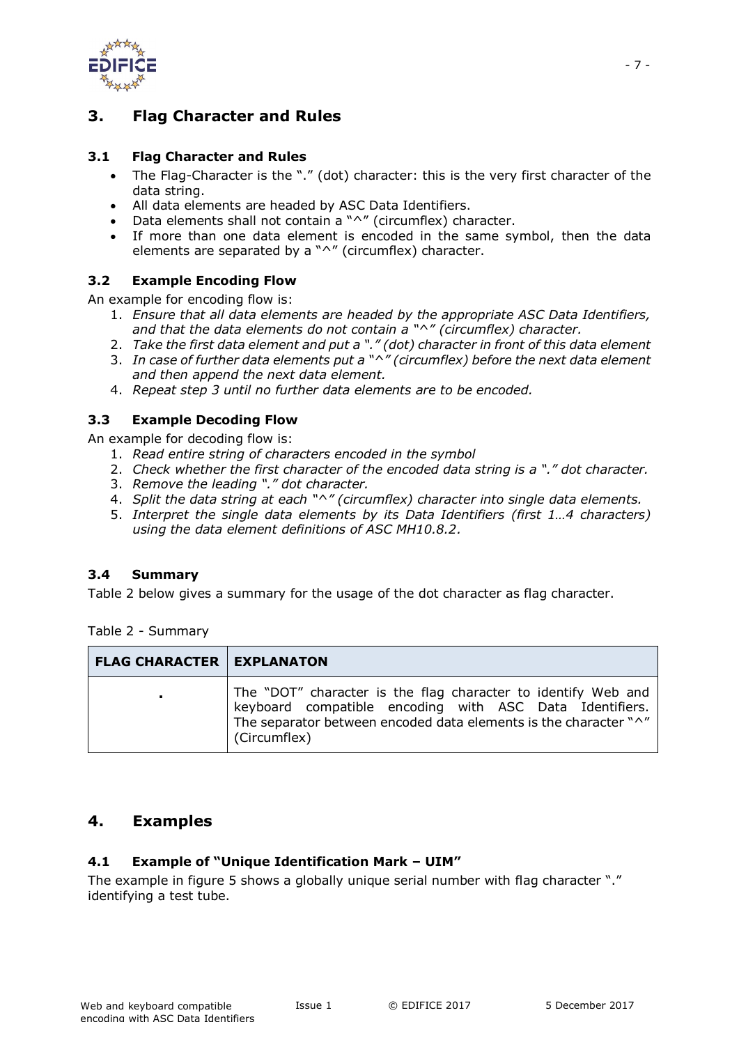# 3. Flag Character and Rules

## 3.1 Flag Character and Rules

- The Flag-Character is the "." (dot) character: this is the very first character of the data string.
- All data elements are headed by ASC Data Identifiers.
- Data elements shall not contain a "^" (circumflex) character.
- If more than one data element is encoded in the same symbol, then the data elements are separated by a "^" (circumflex) character.

## 3.2 Example Encoding Flow

An example for encoding flow is:

1. *Ensure that all data elements are headed by the appropriate ASC Data Identifiers, and that the data elements do not contain a "^" (circumflex) character.*
2. *Take the first data element and put a "." (dot) character in front of this data element*
3. *In case of further data elements put a "^" (circumflex) before the next data element and then append the next data element.*
4. *Repeat step 3 until no further data elements are to be encoded.*

## 3.3 Example Decoding Flow

An example for decoding flow is:

1. *Read entire string of characters encoded in the symbol*
2. *Check whether the first character of the encoded data string is a "." dot character.*
3. *Remove the leading "." dot character.*
4. *Split the data string at each "^" (circumflex) character into single data elements.*
5. *Interpret the single data elements by its Data Identifiers (first 1…4 characters) using the data element definitions of ASC MH10.8.2.*

## 3.4 Summary

Table 2 below gives a summary for the usage of the dot character as flag character.

Table 2 - Summary

| FLAG CHARACTER | EXPLANATON |
|---|---|
| . | The "DOT" character is the flag character to identify Web and keyboard compatible encoding with ASC Data Identifiers. The separator between encoded data elements is the character "^" (Circumflex) |

# 4. Examples

## 4.1 Example of "Unique Identification Mark – UIM"

The example in figure 5 shows a globally unique serial number with flag character "." identifying a test tube.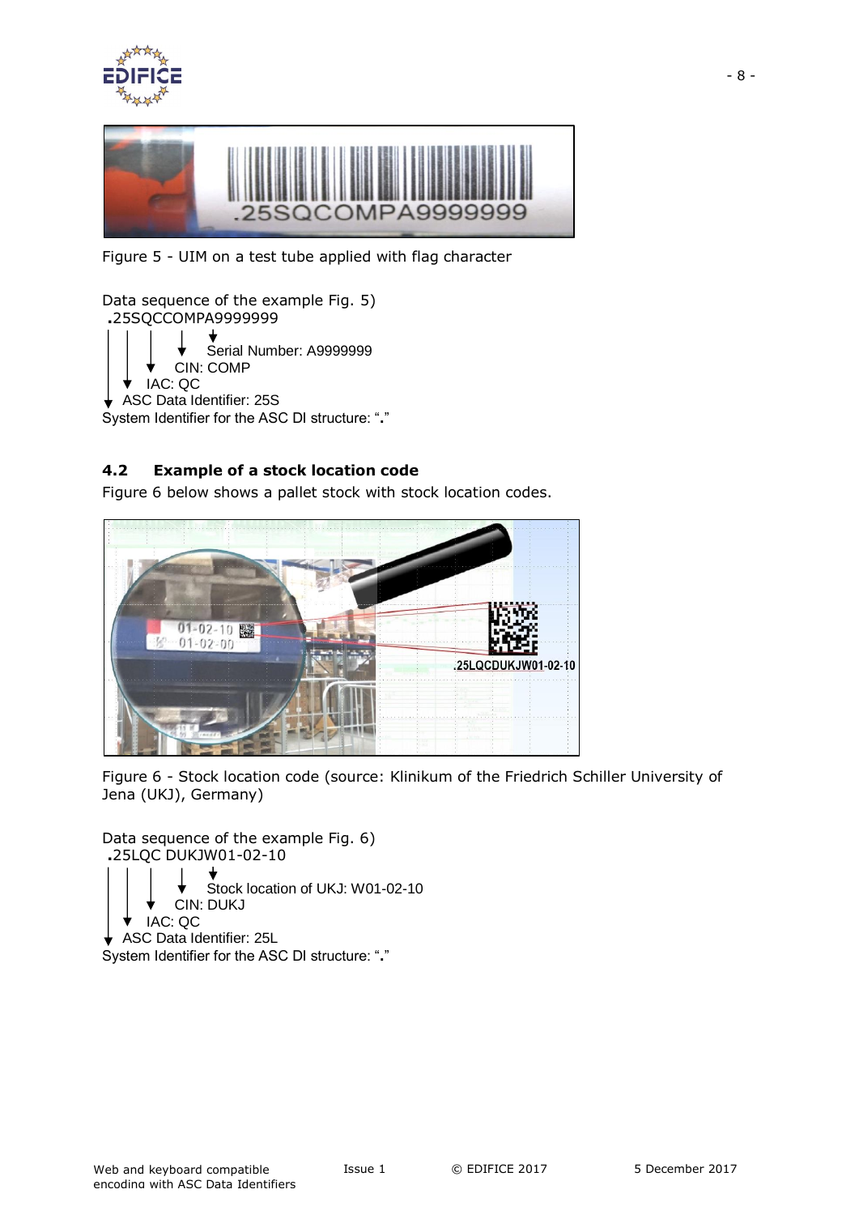Figure 5 - UIM on a test tube applied with flag character

Data sequence of the example Fig. 5)

```
.25SQCCOMPA9999999
│  │  │   │  ↓
│  │  │   ↓  Serial Number: A9999999
│  │  ↓   CIN: COMP
│  ↓  IAC: QC
↓  ASC Data Identifier: 25S
System Identifier for the ASC DI structure: "."
```

## 4.2 Example of a stock location code

Figure 6 below shows a pallet stock with stock location codes.

Figure 6 - Stock location code (source: Klinikum of the Friedrich Schiller University of Jena (UKJ), Germany)

Data sequence of the example Fig. 6)

```
.25LQC DUKJW01-02-10
│  │  │   │  ↓
│  │  │   ↓  Stock location of UKJ: W01-02-10
│  │  ↓   CIN: DUKJ
│  ↓  IAC: QC
↓  ASC Data Identifier: 25L
System Identifier for the ASC DI structure: "."
```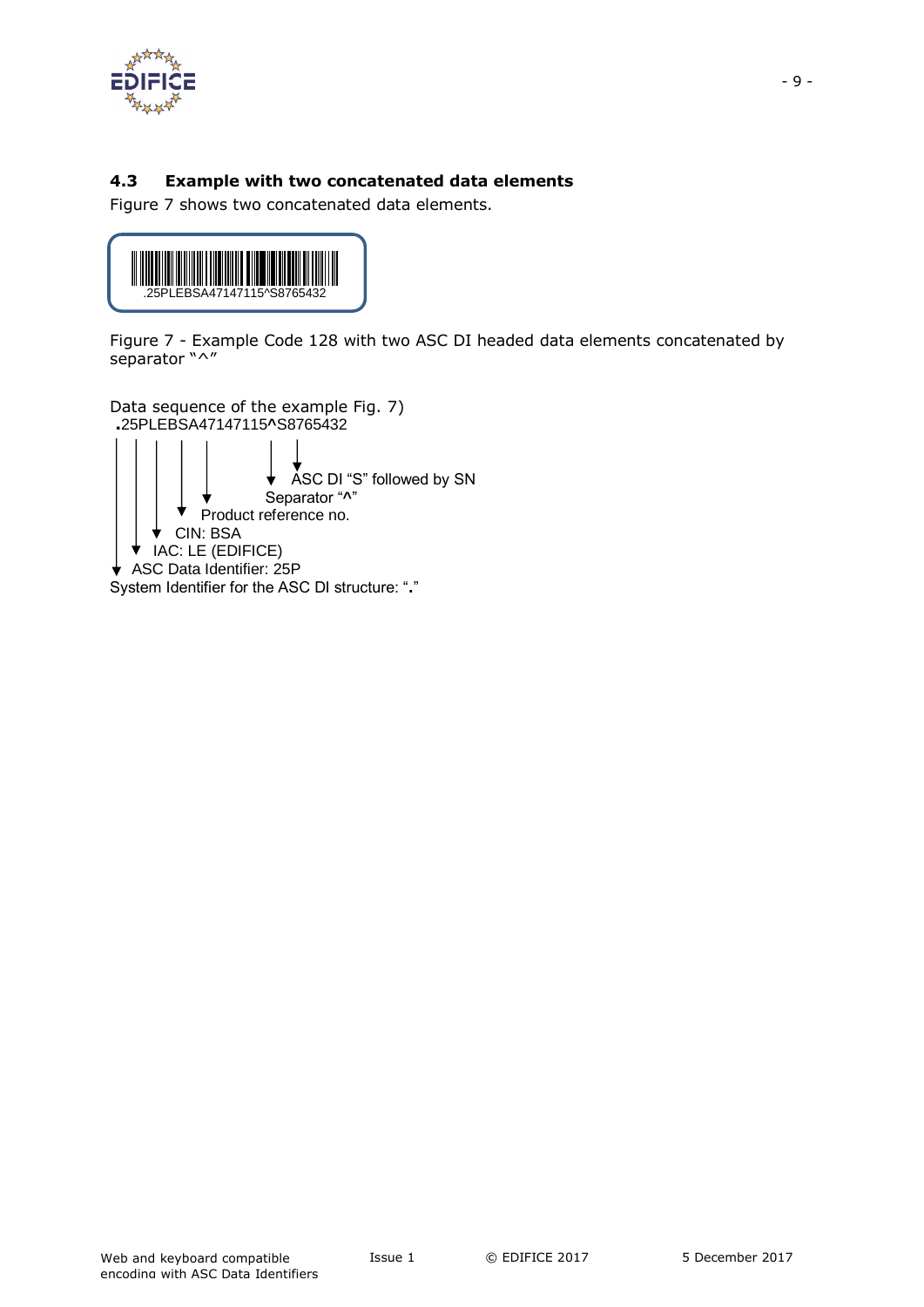### 4.3 Example with two concatenated data elements

Figure 7 shows two concatenated data elements.

.25PLEBSA47147115^S8765432

Figure 7 - Example Code 128 with two ASC DI headed data elements concatenated by separator "^"

Data sequence of the example Fig. 7)

**.**25PLEBSA47147115**^**S8765432

- ASC DI "S" followed by SN
- Separator "**^**"
- Product reference no.
- CIN: BSA
- IAC: LE (EDIFICE)
- ASC Data Identifier: 25P
- System Identifier for the ASC DI structure: "**.**"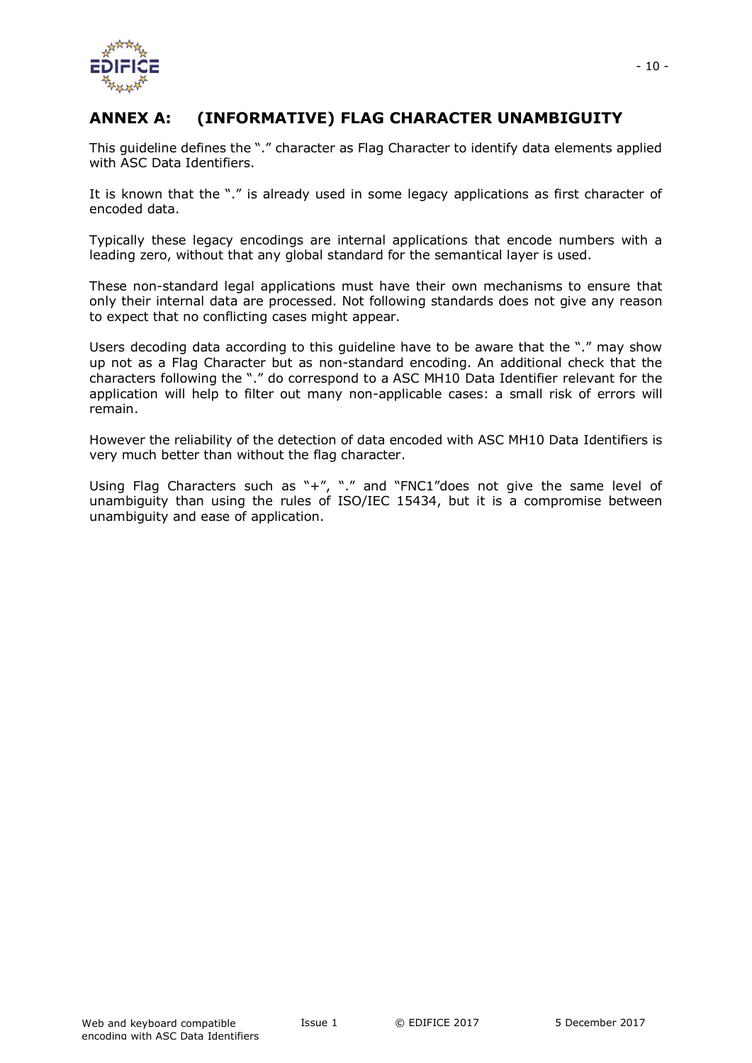## ANNEX A: (INFORMATIVE) FLAG CHARACTER UNAMBIGUITY

This guideline defines the "." character as Flag Character to identify data elements applied with ASC Data Identifiers.

It is known that the "." is already used in some legacy applications as first character of encoded data.

Typically these legacy encodings are internal applications that encode numbers with a leading zero, without that any global standard for the semantical layer is used.

These non-standard legal applications must have their own mechanisms to ensure that only their internal data are processed. Not following standards does not give any reason to expect that no conflicting cases might appear.

Users decoding data according to this guideline have to be aware that the "." may show up not as a Flag Character but as non-standard encoding. An additional check that the characters following the "." do correspond to a ASC MH10 Data Identifier relevant for the application will help to filter out many non-applicable cases: a small risk of errors will remain.

However the reliability of the detection of data encoded with ASC MH10 Data Identifiers is very much better than without the flag character.

Using Flag Characters such as "+", "." and "FNC1"does not give the same level of unambiguity than using the rules of ISO/IEC 15434, but it is a compromise between unambiguity and ease of application.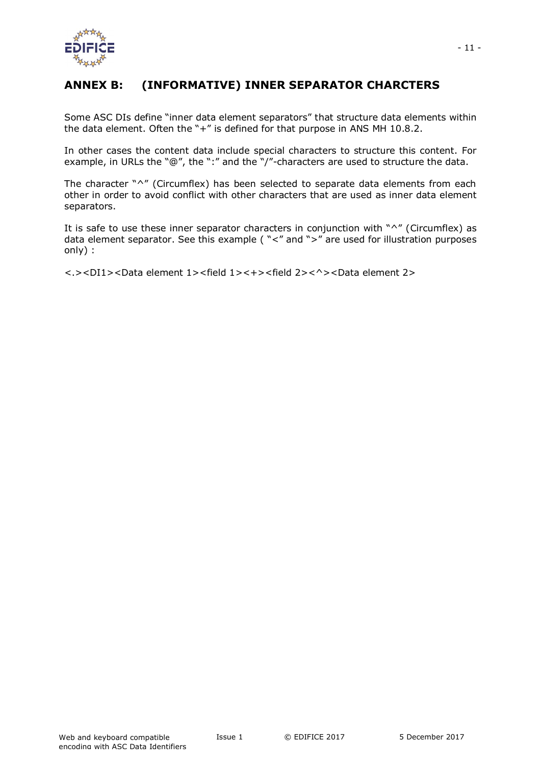## ANNEX B: (INFORMATIVE) INNER SEPARATOR CHARCTERS

Some ASC DIs define "inner data element separators" that structure data elements within the data element. Often the "+" is defined for that purpose in ANS MH 10.8.2.

In other cases the content data include special characters to structure this content. For example, in URLs the "@", the ":" and the "/"-characters are used to structure the data.

The character "^" (Circumflex) has been selected to separate data elements from each other in order to avoid conflict with other characters that are used as inner data element separators.

It is safe to use these inner separator characters in conjunction with "^" (Circumflex) as data element separator. See this example ( "<" and ">" are used for illustration purposes only) :

<.><DI1><Data element 1><field 1><+><field 2><^><Data element 2>